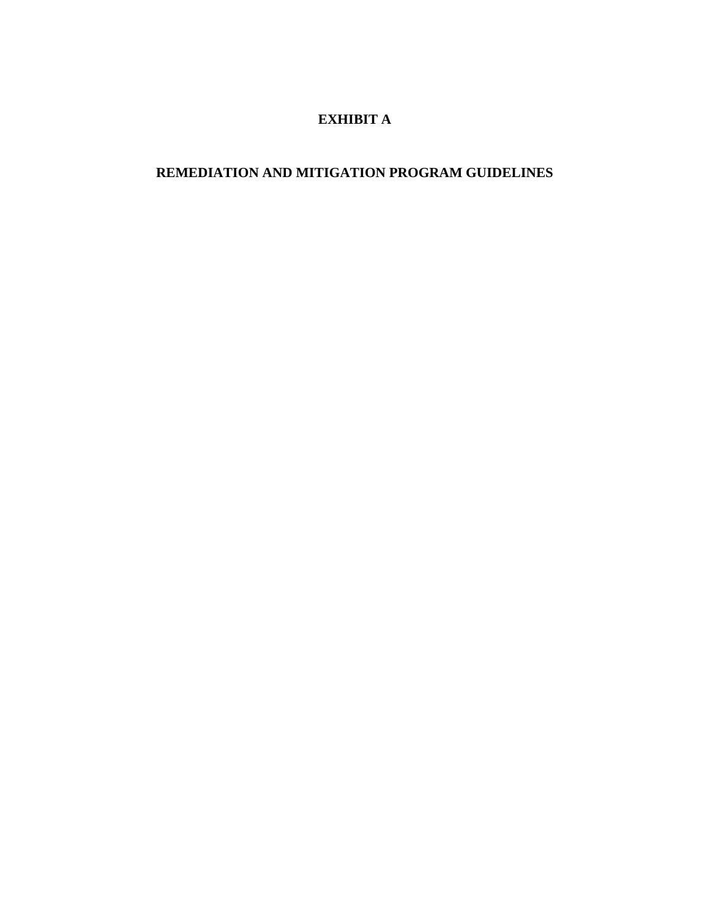# EXHIBIT A

# REMEDIATION AND MITIGATION PROGRAM GUIDELINES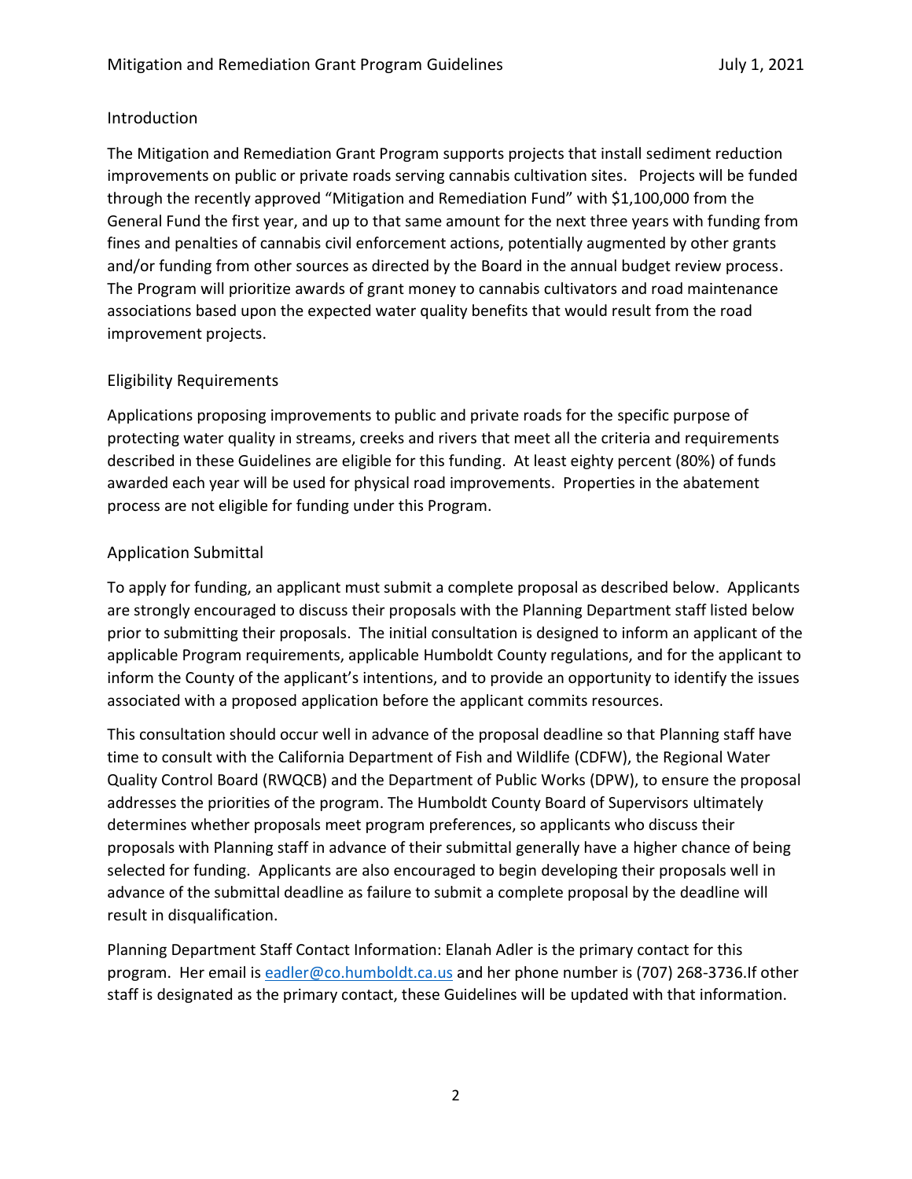## Introduction

The Mitigation and Remediation Grant Program supports projects that install sediment reduction improvements on public or private roads serving cannabis cultivation sites. Projects will be funded through the recently approved "Mitigation and Remediation Fund" with $1,100,000 from the General Fund the first year, and up to that same amount for the next three years with funding from fines and penalties of cannabis civil enforcement actions, potentially augmented by other grants and/or funding from other sources as directed by the Board in the annual budget review process. The Program will prioritize awards of grant money to cannabis cultivators and road maintenance associations based upon the expected water quality benefits that would result from the road improvement projects.

## Eligibility Requirements

Applications proposing improvements to public and private roads for the specific purpose of protecting water quality in streams, creeks and rivers that meet all the criteria and requirements described in these Guidelines are eligible for this funding. At least eighty percent (80%) of funds awarded each year will be used for physical road improvements. Properties in the abatement process are not eligible for funding under this Program.

## Application Submittal

To apply for funding, an applicant must submit a complete proposal as described below. Applicants are strongly encouraged to discuss their proposals with the Planning Department staff listed below prior to submitting their proposals. The initial consultation is designed to inform an applicant of the applicable Program requirements, applicable Humboldt County regulations, and for the applicant to inform the County of the applicant's intentions, and to provide an opportunity to identify the issues associated with a proposed application before the applicant commits resources.

This consultation should occur well in advance of the proposal deadline so that Planning staff have time to consult with the California Department of Fish and Wildlife (CDFW), the Regional Water Quality Control Board (RWQCB) and the Department of Public Works (DPW), to ensure the proposal addresses the priorities of the program. The Humboldt County Board of Supervisors ultimately determines whether proposals meet program preferences, so applicants who discuss their proposals with Planning staff in advance of their submittal generally have a higher chance of being selected for funding. Applicants are also encouraged to begin developing their proposals well in advance of the submittal deadline as failure to submit a complete proposal by the deadline will result in disqualification.

Planning Department Staff Contact Information: Elanah Adler is the primary contact for this program. Her email is eadler@co.humboldt.ca.us and her phone number is (707) 268-3736.If other staff is designated as the primary contact, these Guidelines will be updated with that information.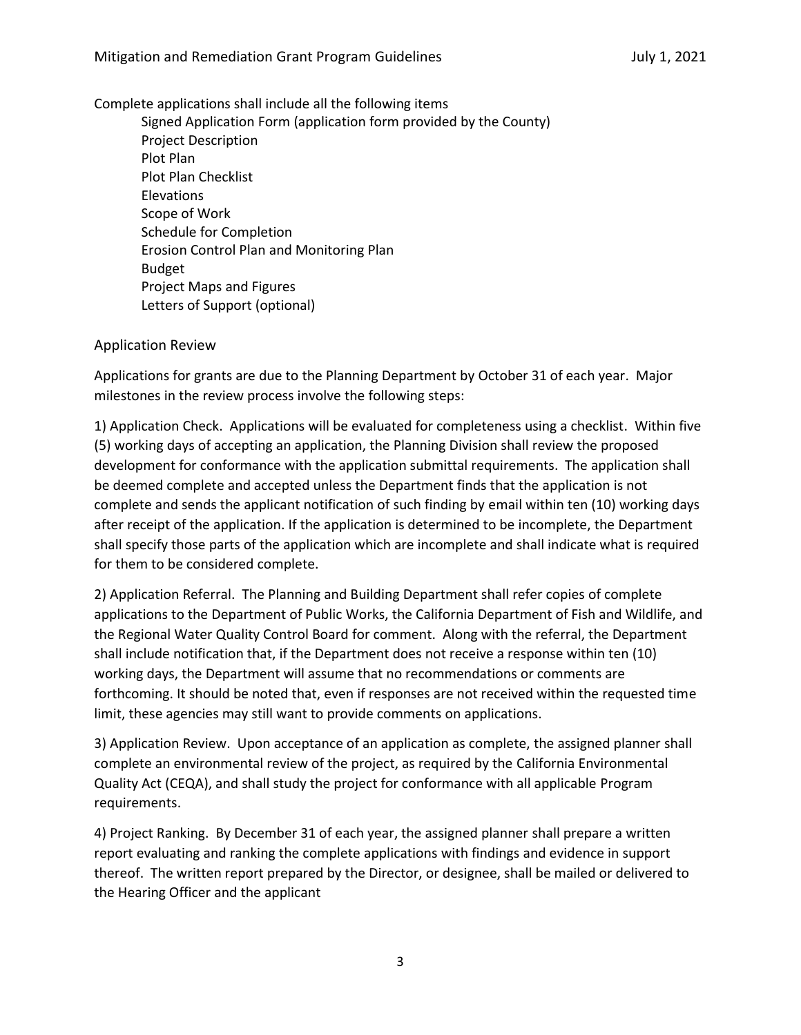Complete applications shall include all the following items

- Signed Application Form (application form provided by the County)
- Project Description
- Plot Plan
- Plot Plan Checklist
- Elevations
- Scope of Work
- Schedule for Completion
- Erosion Control Plan and Monitoring Plan
- Budget
- Project Maps and Figures
- Letters of Support (optional)

## Application Review

Applications for grants are due to the Planning Department by October 31 of each year. Major milestones in the review process involve the following steps:

1) Application Check. Applications will be evaluated for completeness using a checklist. Within five (5) working days of accepting an application, the Planning Division shall review the proposed development for conformance with the application submittal requirements. The application shall be deemed complete and accepted unless the Department finds that the application is not complete and sends the applicant notification of such finding by email within ten (10) working days after receipt of the application. If the application is determined to be incomplete, the Department shall specify those parts of the application which are incomplete and shall indicate what is required for them to be considered complete.

2) Application Referral. The Planning and Building Department shall refer copies of complete applications to the Department of Public Works, the California Department of Fish and Wildlife, and the Regional Water Quality Control Board for comment. Along with the referral, the Department shall include notification that, if the Department does not receive a response within ten (10) working days, the Department will assume that no recommendations or comments are forthcoming. It should be noted that, even if responses are not received within the requested time limit, these agencies may still want to provide comments on applications.

3) Application Review. Upon acceptance of an application as complete, the assigned planner shall complete an environmental review of the project, as required by the California Environmental Quality Act (CEQA), and shall study the project for conformance with all applicable Program requirements.

4) Project Ranking. By December 31 of each year, the assigned planner shall prepare a written report evaluating and ranking the complete applications with findings and evidence in support thereof. The written report prepared by the Director, or designee, shall be mailed or delivered to the Hearing Officer and the applicant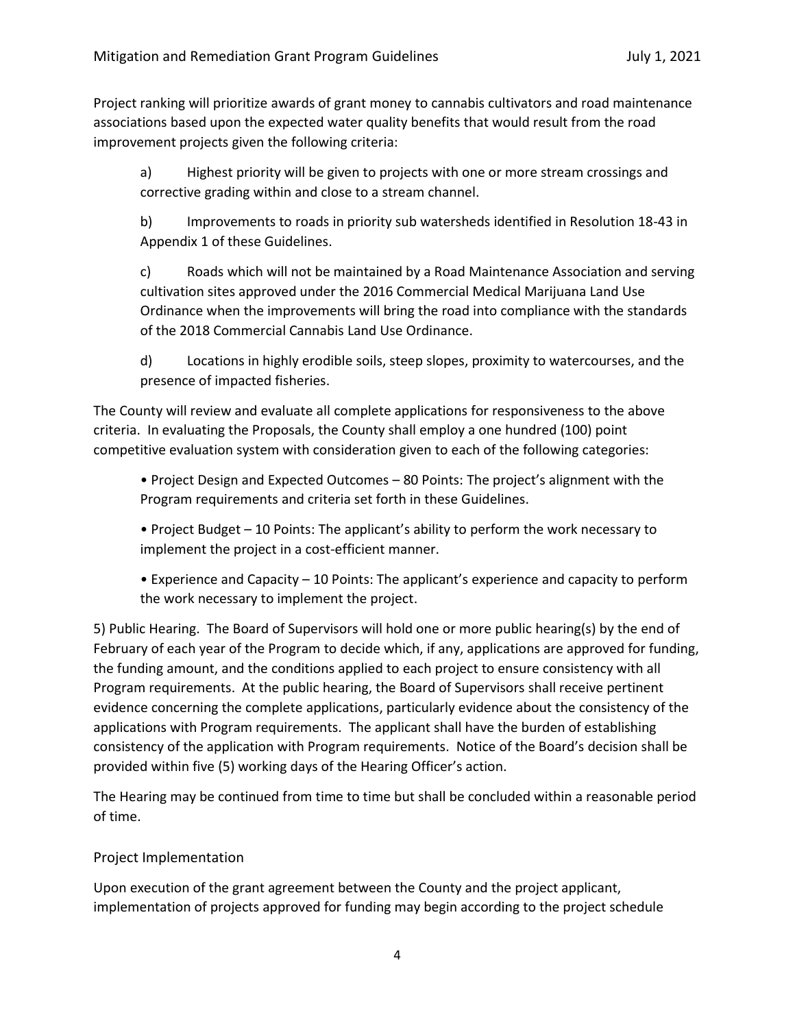Project ranking will prioritize awards of grant money to cannabis cultivators and road maintenance associations based upon the expected water quality benefits that would result from the road improvement projects given the following criteria:

a) Highest priority will be given to projects with one or more stream crossings and corrective grading within and close to a stream channel.

b) Improvements to roads in priority sub watersheds identified in Resolution 18-43 in Appendix 1 of these Guidelines.

c) Roads which will not be maintained by a Road Maintenance Association and serving cultivation sites approved under the 2016 Commercial Medical Marijuana Land Use Ordinance when the improvements will bring the road into compliance with the standards of the 2018 Commercial Cannabis Land Use Ordinance.

d) Locations in highly erodible soils, steep slopes, proximity to watercourses, and the presence of impacted fisheries.

The County will review and evaluate all complete applications for responsiveness to the above criteria. In evaluating the Proposals, the County shall employ a one hundred (100) point competitive evaluation system with consideration given to each of the following categories:

- Project Design and Expected Outcomes – 80 Points: The project's alignment with the Program requirements and criteria set forth in these Guidelines.
- Project Budget – 10 Points: The applicant's ability to perform the work necessary to implement the project in a cost-efficient manner.
- Experience and Capacity – 10 Points: The applicant's experience and capacity to perform the work necessary to implement the project.

5) Public Hearing. The Board of Supervisors will hold one or more public hearing(s) by the end of February of each year of the Program to decide which, if any, applications are approved for funding, the funding amount, and the conditions applied to each project to ensure consistency with all Program requirements. At the public hearing, the Board of Supervisors shall receive pertinent evidence concerning the complete applications, particularly evidence about the consistency of the applications with Program requirements. The applicant shall have the burden of establishing consistency of the application with Program requirements. Notice of the Board's decision shall be provided within five (5) working days of the Hearing Officer's action.

The Hearing may be continued from time to time but shall be concluded within a reasonable period of time.

## Project Implementation

Upon execution of the grant agreement between the County and the project applicant, implementation of projects approved for funding may begin according to the project schedule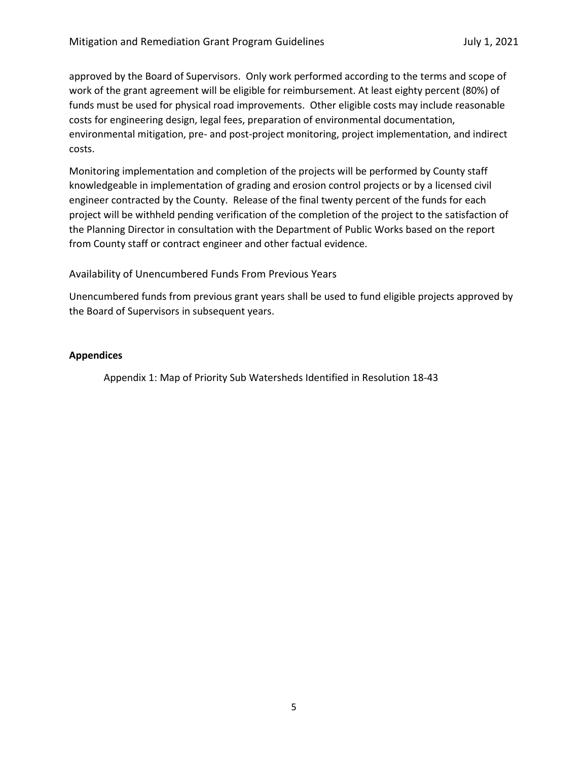approved by the Board of Supervisors. Only work performed according to the terms and scope of work of the grant agreement will be eligible for reimbursement. At least eighty percent (80%) of funds must be used for physical road improvements. Other eligible costs may include reasonable costs for engineering design, legal fees, preparation of environmental documentation, environmental mitigation, pre- and post-project monitoring, project implementation, and indirect costs.

Monitoring implementation and completion of the projects will be performed by County staff knowledgeable in implementation of grading and erosion control projects or by a licensed civil engineer contracted by the County. Release of the final twenty percent of the funds for each project will be withheld pending verification of the completion of the project to the satisfaction of the Planning Director in consultation with the Department of Public Works based on the report from County staff or contract engineer and other factual evidence.

## Availability of Unencumbered Funds From Previous Years

Unencumbered funds from previous grant years shall be used to fund eligible projects approved by the Board of Supervisors in subsequent years.

**Appendices**

Appendix 1: Map of Priority Sub Watersheds Identified in Resolution 18-43